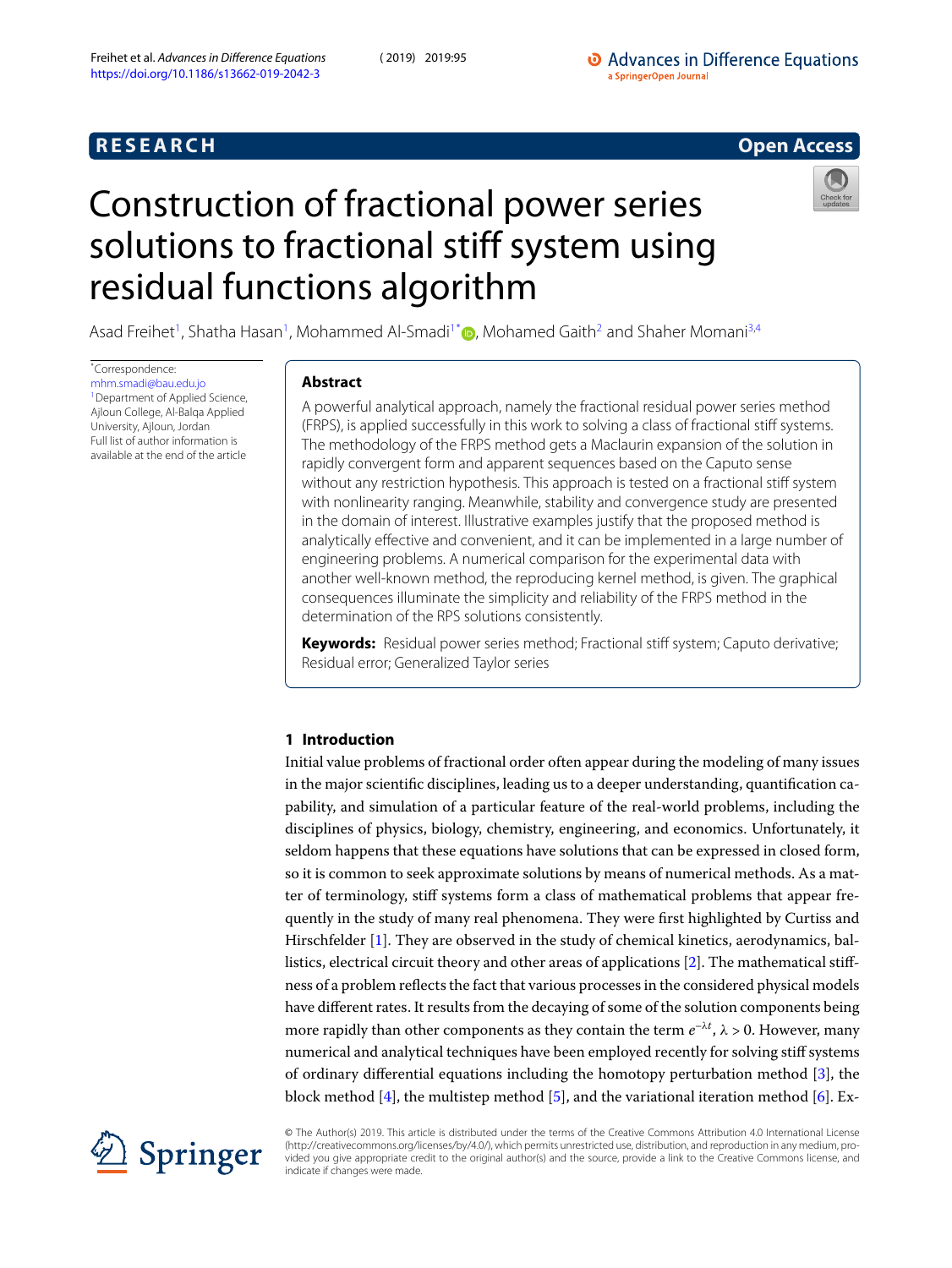RESEARCH Open Access

# Construction of fractional power series solutions to fractional stiff system using residual functions algorithm

Asad Freihet[1], Shatha Hasan[1], Mohammed Al-Smadi[1*], Mohamed Gaith[2] and Shaher Momani[3,4]

*Correspondence: mhm.smadi@bau.edu.jo
[1]Department of Applied Science, Ajloun College, Al-Balqa Applied University, Ajloun, Jordan
Full list of author information is available at the end of the article

## Abstract

A powerful analytical approach, namely the fractional residual power series method (FRPS), is applied successfully in this work to solving a class of fractional stiff systems. The methodology of the FRPS method gets a Maclaurin expansion of the solution in rapidly convergent form and apparent sequences based on the Caputo sense without any restriction hypothesis. This approach is tested on a fractional stiff system with nonlinearity ranging. Meanwhile, stability and convergence study are presented in the domain of interest. Illustrative examples justify that the proposed method is analytically effective and convenient, and it can be implemented in a large number of engineering problems. A numerical comparison for the experimental data with another well-known method, the reproducing kernel method, is given. The graphical consequences illuminate the simplicity and reliability of the FRPS method in the determination of the RPS solutions consistently.

**Keywords:** Residual power series method; Fractional stiff system; Caputo derivative; Residual error; Generalized Taylor series

## 1 Introduction

Initial value problems of fractional order often appear during the modeling of many issues in the major scientific disciplines, leading us to a deeper understanding, quantification capability, and simulation of a particular feature of the real-world problems, including the disciplines of physics, biology, chemistry, engineering, and economics. Unfortunately, it seldom happens that these equations have solutions that can be expressed in closed form, so it is common to seek approximate solutions by means of numerical methods. As a matter of terminology, stiff systems form a class of mathematical problems that appear frequently in the study of many real phenomena. They were first highlighted by Curtiss and Hirschfelder [1]. They are observed in the study of chemical kinetics, aerodynamics, ballistics, electrical circuit theory and other areas of applications [2]. The mathematical stiffness of a problem reflects the fact that various processes in the considered physical models have different rates. It results from the decaying of some of the solution components being more rapidly than other components as they contain the term $e^{-\lambda t}$, $\lambda > 0$. However, many numerical and analytical techniques have been employed recently for solving stiff systems of ordinary differential equations including the homotopy perturbation method [3], the block method [4], the multistep method [5], and the variational iteration method [6]. Ex-

© The Author(s) 2019. This article is distributed under the terms of the Creative Commons Attribution 4.0 International License (http://creativecommons.org/licenses/by/4.0/), which permits unrestricted use, distribution, and reproduction in any medium, provided you give appropriate credit to the original author(s) and the source, provide a link to the Creative Commons license, and indicate if changes were made.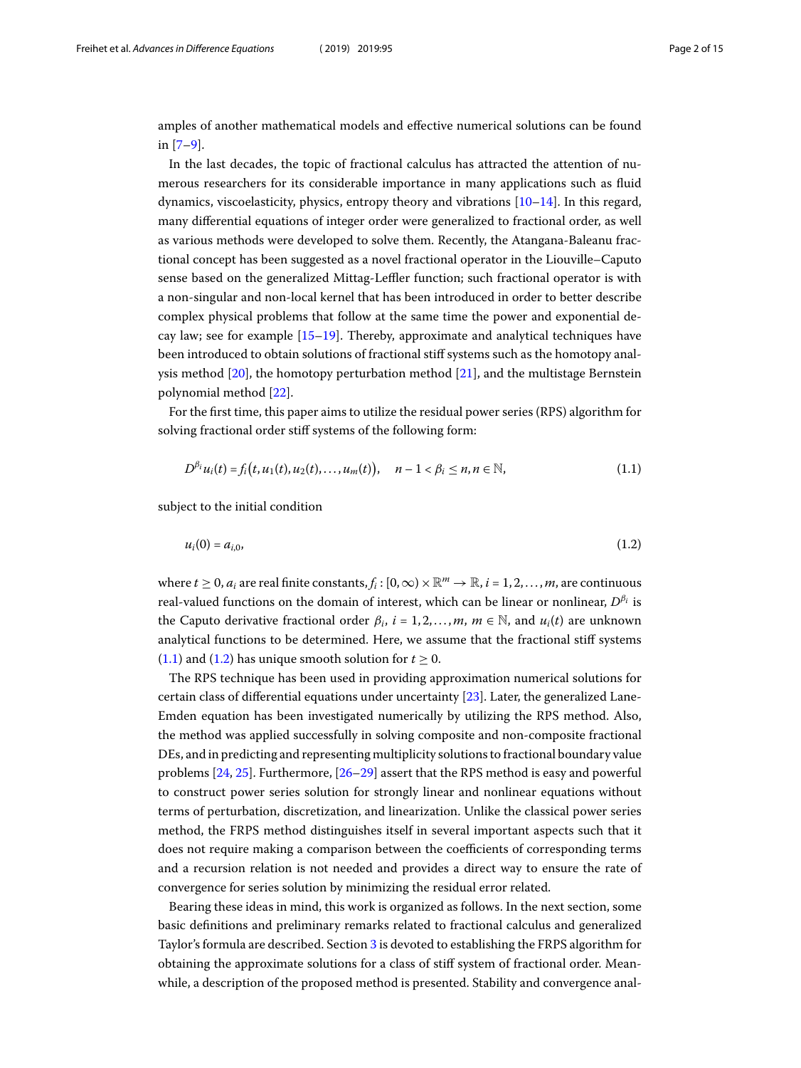amples of another mathematical models and effective numerical solutions can be found in [7–9].

In the last decades, the topic of fractional calculus has attracted the attention of numerous researchers for its considerable importance in many applications such as fluid dynamics, viscoelasticity, physics, entropy theory and vibrations [10–14]. In this regard, many differential equations of integer order were generalized to fractional order, as well as various methods were developed to solve them. Recently, the Atangana-Baleanu fractional concept has been suggested as a novel fractional operator in the Liouville–Caputo sense based on the generalized Mittag-Leffler function; such fractional operator is with a non-singular and non-local kernel that has been introduced in order to better describe complex physical problems that follow at the same time the power and exponential decay law; see for example [15–19]. Thereby, approximate and analytical techniques have been introduced to obtain solutions of fractional stiff systems such as the homotopy analysis method [20], the homotopy perturbation method [21], and the multistage Bernstein polynomial method [22].

For the first time, this paper aims to utilize the residual power series (RPS) algorithm for solving fractional order stiff systems of the following form:

$$D^{\beta_i} u_i(t) = f_i\big(t, u_1(t), u_2(t), \ldots, u_m(t)\big), \quad n-1 < \beta_i \leq n, n \in \mathbb{N}, \tag{1.1}$$

subject to the initial condition

$$u_i(0) = a_{i,0}, \tag{1.2}$$

where $t \geq 0$, $a_i$ are real finite constants, $f_i : [0,\infty) \times \mathbb{R}^m \to \mathbb{R}$, $i = 1, 2, \ldots, m$, are continuous real-valued functions on the domain of interest, which can be linear or nonlinear, $D^{\beta_i}$ is the Caputo derivative fractional order $\beta_i$, $i = 1, 2, \ldots, m$, $m \in \mathbb{N}$, and $u_i(t)$ are unknown analytical functions to be determined. Here, we assume that the fractional stiff systems (1.1) and (1.2) has unique smooth solution for $t \geq 0$.

The RPS technique has been used in providing approximation numerical solutions for certain class of differential equations under uncertainty [23]. Later, the generalized Lane-Emden equation has been investigated numerically by utilizing the RPS method. Also, the method was applied successfully in solving composite and non-composite fractional DEs, and in predicting and representing multiplicity solutions to fractional boundary value problems [24, 25]. Furthermore, [26–29] assert that the RPS method is easy and powerful to construct power series solution for strongly linear and nonlinear equations without terms of perturbation, discretization, and linearization. Unlike the classical power series method, the FRPS method distinguishes itself in several important aspects such that it does not require making a comparison between the coefficients of corresponding terms and a recursion relation is not needed and provides a direct way to ensure the rate of convergence for series solution by minimizing the residual error related.

Bearing these ideas in mind, this work is organized as follows. In the next section, some basic definitions and preliminary remarks related to fractional calculus and generalized Taylor's formula are described. Section 3 is devoted to establishing the FRPS algorithm for obtaining the approximate solutions for a class of stiff system of fractional order. Meanwhile, a description of the proposed method is presented. Stability and convergence anal-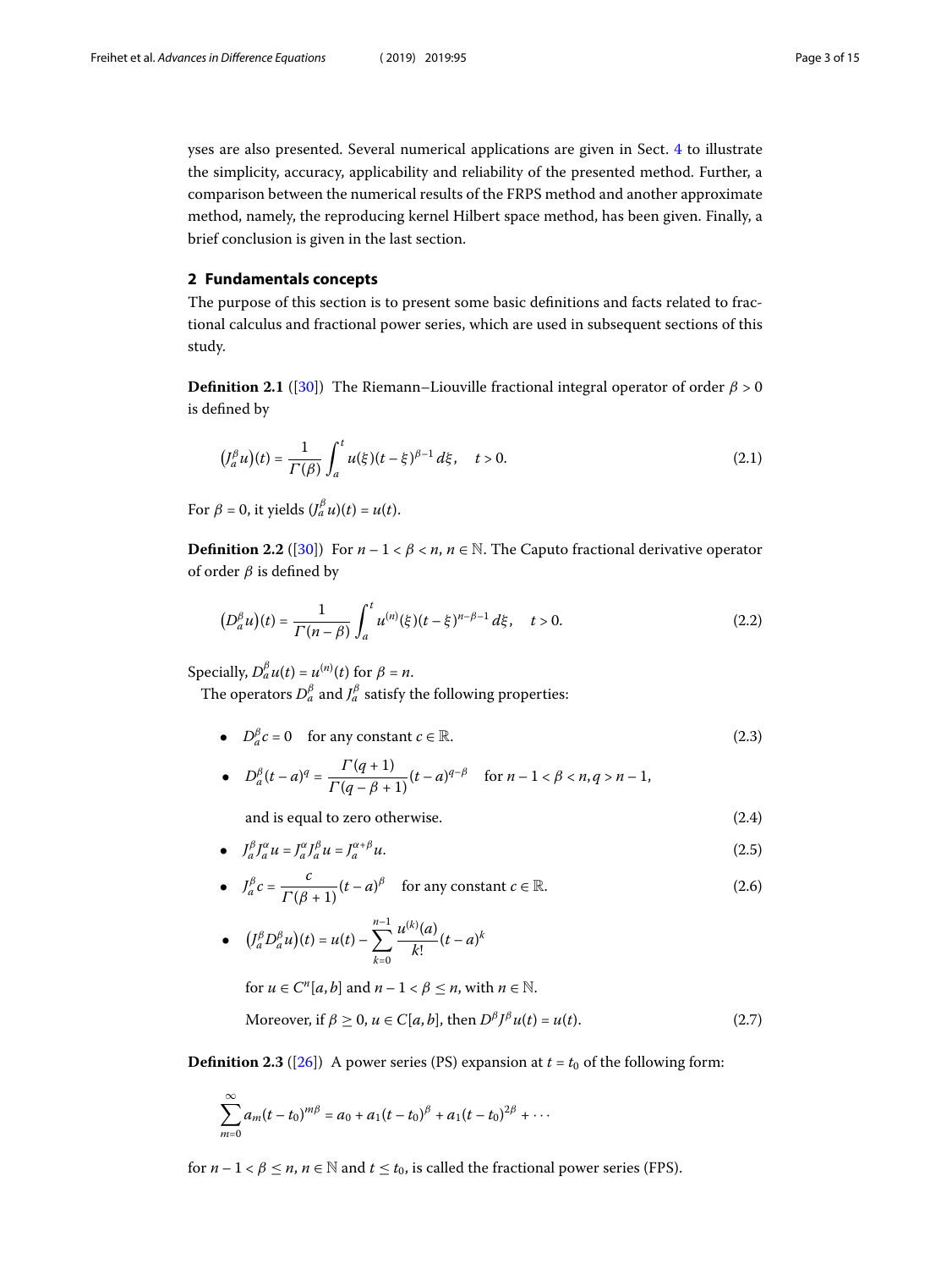yses are also presented. Several numerical applications are given in Sect. 4 to illustrate the simplicity, accuracy, applicability and reliability of the presented method. Further, a comparison between the numerical results of the FRPS method and another approximate method, namely, the reproducing kernel Hilbert space method, has been given. Finally, a brief conclusion is given in the last section.

## 2 Fundamentals concepts

The purpose of this section is to present some basic definitions and facts related to fractional calculus and fractional power series, which are used in subsequent sections of this study.

**Definition 2.1** ([30]) The Riemann–Liouville fractional integral operator of order $\beta > 0$ is defined by

$$\left(J_a^\beta u\right)(t) = \frac{1}{\Gamma(\beta)} \int_a^t u(\xi)(t-\xi)^{\beta-1}\, d\xi, \quad t > 0. \tag{2.1}$$

For $\beta = 0$, it yields $(J_a^\beta u)(t) = u(t)$.

**Definition 2.2** ([30]) For $n-1 < \beta < n$, $n \in \mathbb{N}$. The Caputo fractional derivative operator of order $\beta$ is defined by

$$\left(D_a^\beta u\right)(t) = \frac{1}{\Gamma(n-\beta)} \int_a^t u^{(n)}(\xi)(t-\xi)^{n-\beta-1}\, d\xi, \quad t > 0. \tag{2.2}$$

Specially, $D_a^\beta u(t) = u^{(n)}(t)$ for $\beta = n$.

The operators $D_a^\beta$ and $J_a^\beta$ satisfy the following properties:

- $D_a^\beta c = 0$ for any constant $c \in \mathbb{R}$. $\quad$ (2.3)
- $D_a^\beta (t-a)^q = \dfrac{\Gamma(q+1)}{\Gamma(q-\beta+1)}(t-a)^{q-\beta}$ for $n-1 < \beta < n, q > n-1$,

  and is equal to zero otherwise. $\quad$ (2.4)
- $J_a^\beta J_a^\alpha u = J_a^\alpha J_a^\beta u = J_a^{\alpha+\beta} u.$ $\quad$ (2.5)
- $J_a^\beta c = \dfrac{c}{\Gamma(\beta+1)}(t-a)^\beta$ for any constant $c \in \mathbb{R}$. $\quad$ (2.6)
- $\left(J_a^\beta D_a^\beta u\right)(t) = u(t) - \displaystyle\sum_{k=0}^{n-1} \frac{u^{(k)}(a)}{k!}(t-a)^k$

  for $u \in C^n[a,b]$ and $n-1 < \beta \leq n$, with $n \in \mathbb{N}$.

  Moreover, if $\beta \geq 0$, $u \in C[a,b]$, then $D^\beta J^\beta u(t) = u(t)$. $\quad$ (2.7)

**Definition 2.3** ([26]) A power series (PS) expansion at $t = t_0$ of the following form:

$$\sum_{m=0}^{\infty} a_m (t-t_0)^{m\beta} = a_0 + a_1(t-t_0)^\beta + a_1(t-t_0)^{2\beta} + \cdots$$

for $n-1 < \beta \leq n$, $n \in \mathbb{N}$ and $t \leq t_0$, is called the fractional power series (FPS).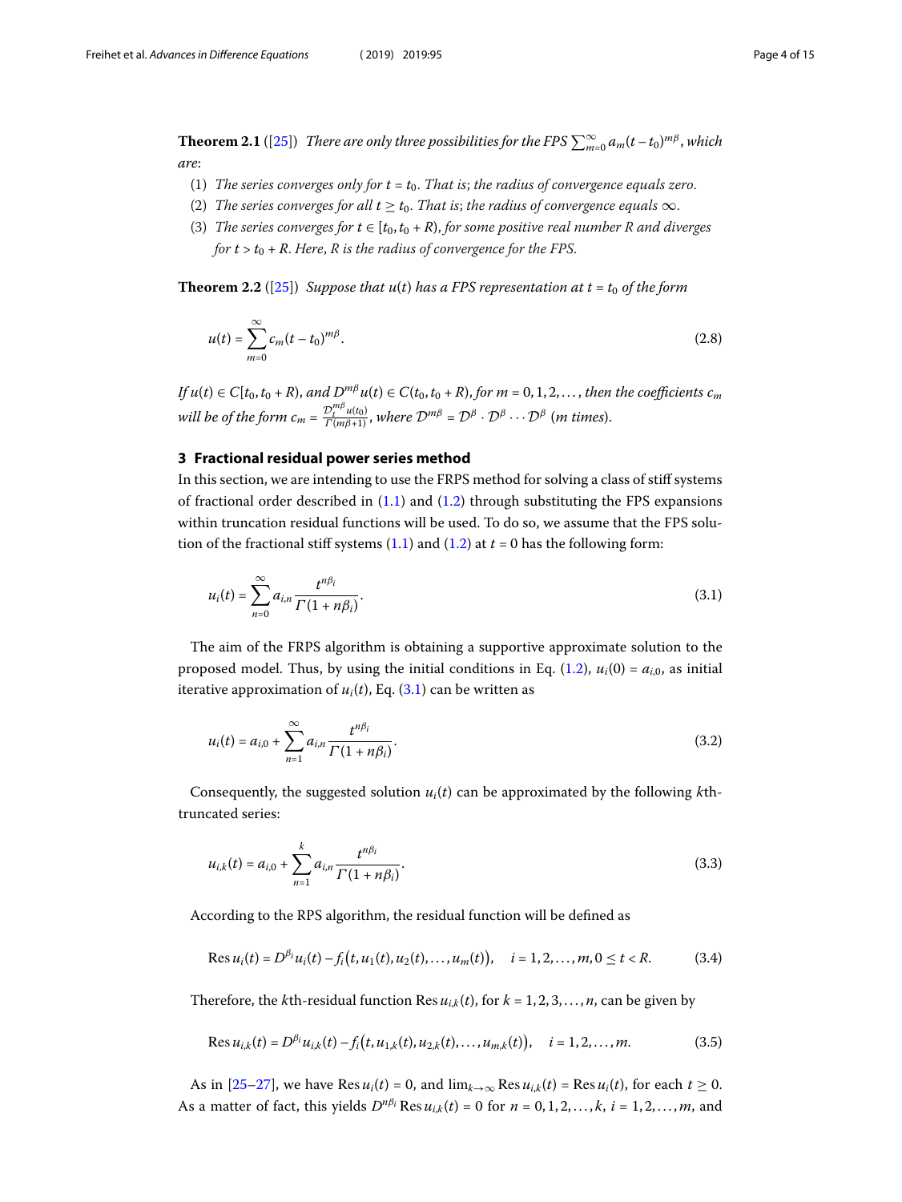**Theorem 2.1** ([25]) *There are only three possibilities for the FPS $\sum_{m=0}^{\infty} a_m (t-t_0)^{m\beta}$, which are*:

1. *The series converges only for $t = t_0$. That is; the radius of convergence equals zero.*
2. *The series converges for all $t \geq t_0$. That is; the radius of convergence equals $\infty$.*
3. *The series converges for $t \in [t_0, t_0 + R)$, for some positive real number $R$ and diverges for $t > t_0 + R$. Here, $R$ is the radius of convergence for the FPS.*

**Theorem 2.2** ([25]) *Suppose that $u(t)$ has a FPS representation at $t = t_0$ of the form*

$$u(t) = \sum_{m=0}^{\infty} c_m (t-t_0)^{m\beta}. \tag{2.8}$$

*If $u(t) \in C[t_0, t_0 + R)$, and $D^{m\beta} u(t) \in C(t_0, t_0 + R)$, for $m = 0, 1, 2, \ldots$, then the coefficients $c_m$ will be of the form $c_m = \frac{\mathcal{D}_t^{m\beta} u(t_0)}{\Gamma(m\beta+1)}$, where $\mathcal{D}^{m\beta} = \mathcal{D}^{\beta} \cdot \mathcal{D}^{\beta} \cdots \mathcal{D}^{\beta}$ ($m$ times).*

## 3 Fractional residual power series method

In this section, we are intending to use the FRPS method for solving a class of stiff systems of fractional order described in (1.1) and (1.2) through substituting the FPS expansions within truncation residual functions will be used. To do so, we assume that the FPS solution of the fractional stiff systems (1.1) and (1.2) at $t = 0$ has the following form:

$$u_i(t) = \sum_{n=0}^{\infty} a_{i,n} \frac{t^{n\beta_i}}{\Gamma(1+n\beta_i)}. \tag{3.1}$$

The aim of the FRPS algorithm is obtaining a supportive approximate solution to the proposed model. Thus, by using the initial conditions in Eq. (1.2), $u_i(0) = a_{i,0}$, as initial iterative approximation of $u_i(t)$, Eq. (3.1) can be written as

$$u_i(t) = a_{i,0} + \sum_{n=1}^{\infty} a_{i,n} \frac{t^{n\beta_i}}{\Gamma(1+n\beta_i)}. \tag{3.2}$$

Consequently, the suggested solution $u_i(t)$ can be approximated by the following $k$th-truncated series:

$$u_{i,k}(t) = a_{i,0} + \sum_{n=1}^{k} a_{i,n} \frac{t^{n\beta_i}}{\Gamma(1+n\beta_i)}. \tag{3.3}$$

According to the RPS algorithm, the residual function will be defined as

$$\operatorname{Res} u_i(t) = D^{\beta_i} u_i(t) - f_i\big(t, u_1(t), u_2(t), \ldots, u_m(t)\big), \quad i = 1, 2, \ldots, m, 0 \leq t < R. \tag{3.4}$$

Therefore, the $k$th-residual function $\operatorname{Res} u_{i,k}(t)$, for $k = 1, 2, 3, \ldots, n$, can be given by

$$\operatorname{Res} u_{i,k}(t) = D^{\beta_i} u_{i,k}(t) - f_i\big(t, u_{1,k}(t), u_{2,k}(t), \ldots, u_{m,k}(t)\big), \quad i = 1, 2, \ldots, m. \tag{3.5}$$

As in [25–27], we have $\operatorname{Res} u_i(t) = 0$, and $\lim_{k\to\infty} \operatorname{Res} u_{i,k}(t) = \operatorname{Res} u_i(t)$, for each $t \geq 0$. As a matter of fact, this yields $D^{n\beta_i} \operatorname{Res} u_{i,k}(t) = 0$ for $n = 0, 1, 2, \ldots, k$, $i = 1, 2, \ldots, m$, and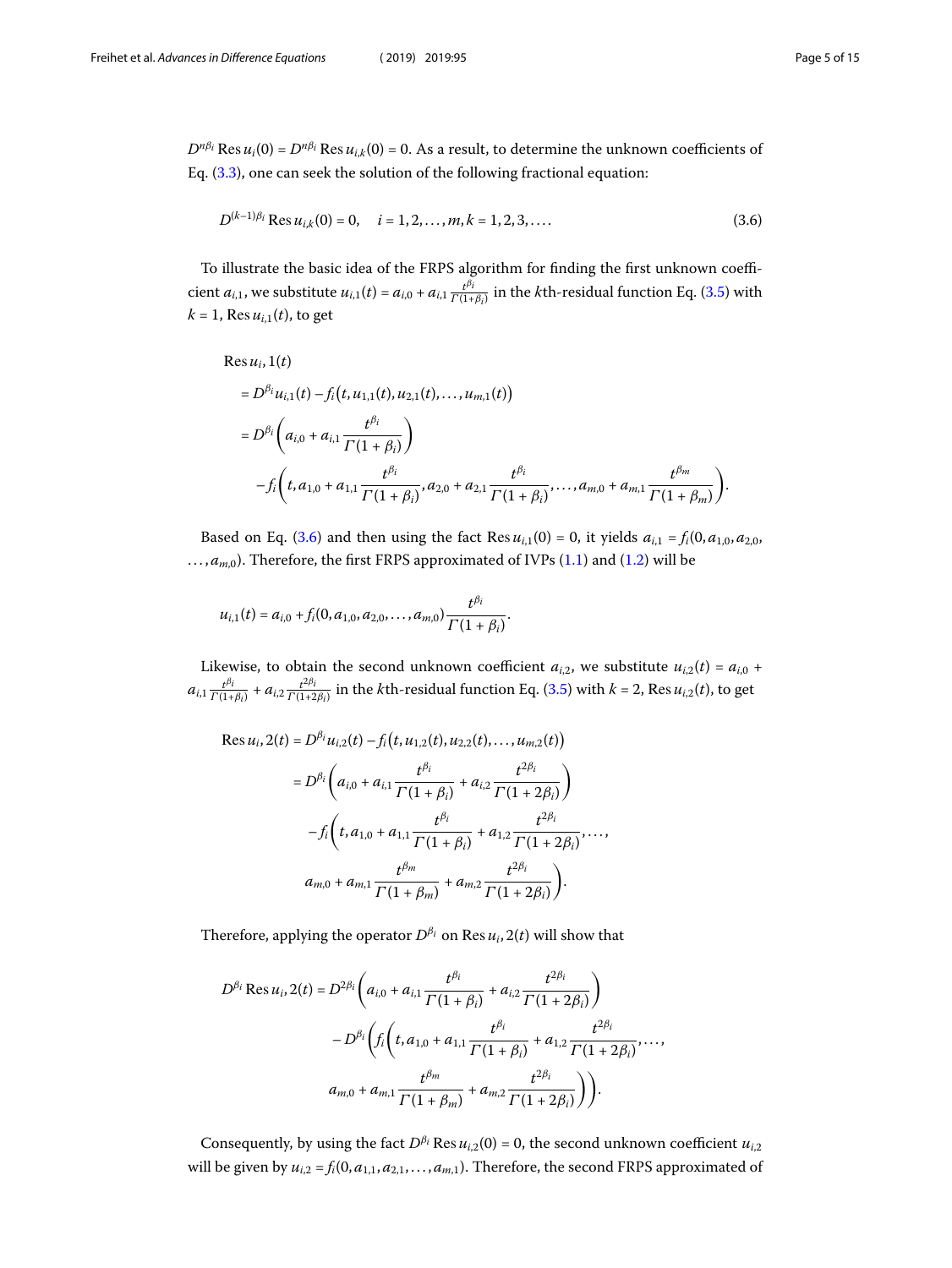$D^{n\beta_i} \operatorname{Res} u_i(0) = D^{n\beta_i} \operatorname{Res} u_{i,k}(0) = 0$. As a result, to determine the unknown coefficients of Eq. (3.3), one can seek the solution of the following fractional equation:

$$D^{(k-1)\beta_i} \operatorname{Res} u_{i,k}(0) = 0, \quad i = 1, 2, \ldots, m, k = 1, 2, 3, \ldots. \tag{3.6}$$

To illustrate the basic idea of the FRPS algorithm for finding the first unknown coefficient $a_{i,1}$, we substitute $u_{i,1}(t) = a_{i,0} + a_{i,1} \frac{t^{\beta_i}}{\Gamma(1+\beta_i)}$ in the $k$th-residual function Eq. (3.5) with $k = 1$, $\operatorname{Res} u_{i,1}(t)$, to get

$$\begin{aligned}
&\operatorname{Res} u_i, 1(t) \\
&= D^{\beta_i} u_{i,1}(t) - f_i\big(t, u_{1,1}(t), u_{2,1}(t), \ldots, u_{m,1}(t)\big) \\
&= D^{\beta_i}\left(a_{i,0} + a_{i,1} \frac{t^{\beta_i}}{\Gamma(1+\beta_i)}\right) \\
&\quad - f_i\left(t, a_{1,0} + a_{1,1} \frac{t^{\beta_i}}{\Gamma(1+\beta_i)}, a_{2,0} + a_{2,1} \frac{t^{\beta_i}}{\Gamma(1+\beta_i)}, \ldots, a_{m,0} + a_{m,1} \frac{t^{\beta_m}}{\Gamma(1+\beta_m)}\right).
\end{aligned}$$

Based on Eq. (3.6) and then using the fact $\operatorname{Res} u_{i,1}(0) = 0$, it yields $a_{i,1} = f_i(0, a_{1,0}, a_{2,0}, \ldots, a_{m,0})$. Therefore, the first FRPS approximated of IVPs (1.1) and (1.2) will be

$$u_{i,1}(t) = a_{i,0} + f_i(0, a_{1,0}, a_{2,0}, \ldots, a_{m,0}) \frac{t^{\beta_i}}{\Gamma(1+\beta_i)}.$$

Likewise, to obtain the second unknown coefficient $a_{i,2}$, we substitute $u_{i,2}(t) = a_{i,0} + a_{i,1} \frac{t^{\beta_i}}{\Gamma(1+\beta_i)} + a_{i,2} \frac{t^{2\beta_i}}{\Gamma(1+2\beta_i)}$ in the $k$th-residual function Eq. (3.5) with $k = 2$, $\operatorname{Res} u_{i,2}(t)$, to get

$$\begin{aligned}
\operatorname{Res} u_i, 2(t) &= D^{\beta_i} u_{i,2}(t) - f_i\big(t, u_{1,2}(t), u_{2,2}(t), \ldots, u_{m,2}(t)\big) \\
&= D^{\beta_i}\left(a_{i,0} + a_{i,1} \frac{t^{\beta_i}}{\Gamma(1+\beta_i)} + a_{i,2} \frac{t^{2\beta_i}}{\Gamma(1+2\beta_i)}\right) \\
&\quad - f_i\left(t, a_{1,0} + a_{1,1} \frac{t^{\beta_i}}{\Gamma(1+\beta_i)} + a_{1,2} \frac{t^{2\beta_i}}{\Gamma(1+2\beta_i)}, \ldots, \right. \\
&\quad \left. a_{m,0} + a_{m,1} \frac{t^{\beta_m}}{\Gamma(1+\beta_m)} + a_{m,2} \frac{t^{2\beta_i}}{\Gamma(1+2\beta_i)}\right).
\end{aligned}$$

Therefore, applying the operator $D^{\beta_i}$ on $\operatorname{Res} u_i, 2(t)$ will show that

$$\begin{aligned}
D^{\beta_i} \operatorname{Res} u_i, 2(t) &= D^{2\beta_i}\left(a_{i,0} + a_{i,1} \frac{t^{\beta_i}}{\Gamma(1+\beta_i)} + a_{i,2} \frac{t^{2\beta_i}}{\Gamma(1+2\beta_i)}\right) \\
&\quad - D^{\beta_i}\left(f_i\left(t, a_{1,0} + a_{1,1} \frac{t^{\beta_i}}{\Gamma(1+\beta_i)} + a_{1,2} \frac{t^{2\beta_i}}{\Gamma(1+2\beta_i)}, \ldots, \right.\right. \\
&\quad \left.\left. a_{m,0} + a_{m,1} \frac{t^{\beta_m}}{\Gamma(1+\beta_m)} + a_{m,2} \frac{t^{2\beta_i}}{\Gamma(1+2\beta_i)}\right)\right).
\end{aligned}$$

Consequently, by using the fact $D^{\beta_i} \operatorname{Res} u_{i,2}(0) = 0$, the second unknown coefficient $u_{i,2}$ will be given by $u_{i,2} = f_i(0, a_{1,1}, a_{2,1}, \ldots, a_{m,1})$. Therefore, the second FRPS approximated of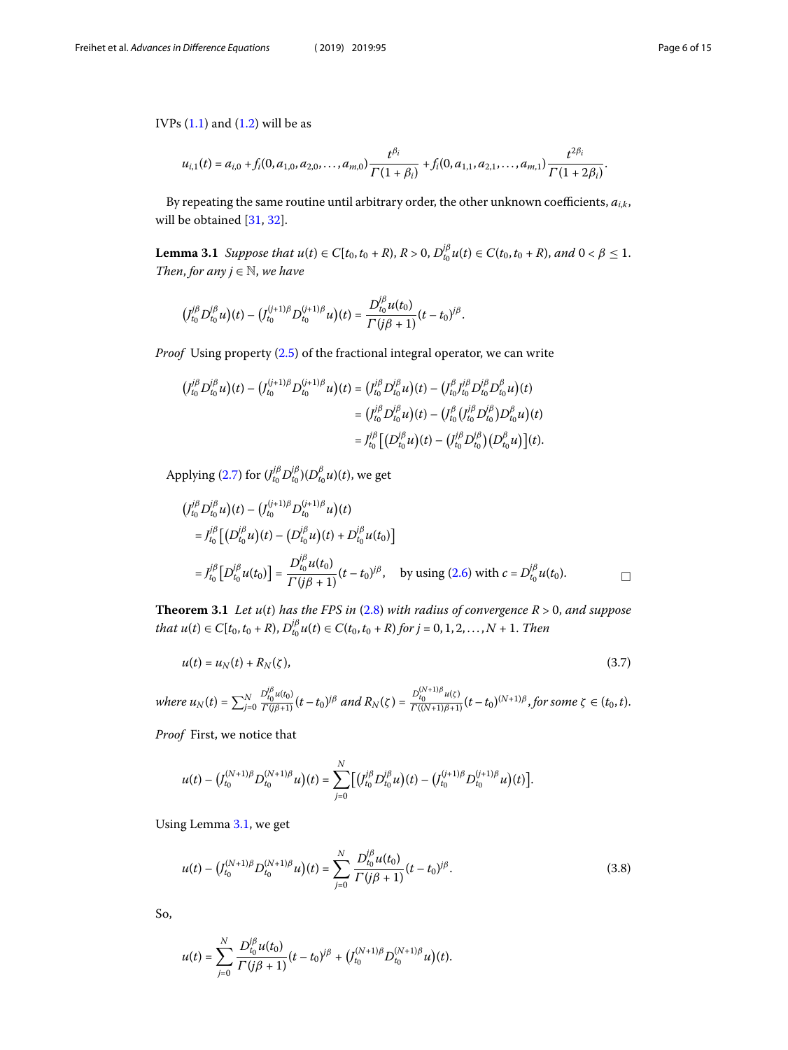IVPs (1.1) and (1.2) will be as

$$u_{i,1}(t) = a_{i,0} + f_i(0, a_{1,0}, a_{2,0}, \ldots, a_{m,0}) \frac{t^{\beta_i}}{\Gamma(1+\beta_i)} + f_i(0, a_{1,1}, a_{2,1}, \ldots, a_{m,1}) \frac{t^{2\beta_i}}{\Gamma(1+2\beta_i)}.$$

By repeating the same routine until arbitrary order, the other unknown coefficients, $a_{i,k}$, will be obtained [31, 32].

**Lemma 3.1** *Suppose that $u(t) \in C[t_0, t_0 + R)$, $R > 0$, $D_{t_0}^{j\beta} u(t) \in C(t_0, t_0 + R)$, and $0 < \beta \leq 1$. Then, for any $j \in \mathbb{N}$, we have*

$$\left(J_{t_0}^{j\beta} D_{t_0}^{j\beta} u\right)(t) - \left(J_{t_0}^{(j+1)\beta} D_{t_0}^{(j+1)\beta} u\right)(t) = \frac{D_{t_0}^{j\beta} u(t_0)}{\Gamma(j\beta+1)} (t - t_0)^{j\beta}.$$

*Proof* Using property (2.5) of the fractional integral operator, we can write

$$\begin{aligned}
\left(J_{t_0}^{j\beta} D_{t_0}^{j\beta} u\right)(t) - \left(J_{t_0}^{(j+1)\beta} D_{t_0}^{(j+1)\beta} u\right)(t) &= \left(J_{t_0}^{j\beta} D_{t_0}^{j\beta} u\right)(t) - \left(J_{t_0}^{\beta} J_{t_0}^{j\beta} D_{t_0}^{j\beta} D_{t_0}^{\beta} u\right)(t) \\
&= \left(J_{t_0}^{j\beta} D_{t_0}^{j\beta} u\right)(t) - \left(J_{t_0}^{\beta} \left(J_{t_0}^{j\beta} D_{t_0}^{j\beta}\right) D_{t_0}^{\beta} u\right)(t) \\
&= J_{t_0}^{j\beta} \left[\left(D_{t_0}^{j\beta} u\right)(t) - \left(J_{t_0}^{j\beta} D_{t_0}^{j\beta}\right)\left(D_{t_0}^{\beta} u\right)\right](t).
\end{aligned}$$

Applying (2.7) for $\left(J_{t_0}^{j\beta} D_{t_0}^{j\beta}\right)\left(D_{t_0}^{\beta} u\right)(t)$, we get

$$\begin{aligned}
&\left(J_{t_0}^{j\beta} D_{t_0}^{j\beta} u\right)(t) - \left(J_{t_0}^{(j+1)\beta} D_{t_0}^{(j+1)\beta} u\right)(t) \\
&\quad = J_{t_0}^{j\beta} \left[\left(D_{t_0}^{j\beta} u\right)(t) - \left(D_{t_0}^{j\beta} u\right)(t) + D_{t_0}^{j\beta} u(t_0)\right] \\
&\quad = J_{t_0}^{j\beta} \left[D_{t_0}^{j\beta} u(t_0)\right] = \frac{D_{t_0}^{j\beta} u(t_0)}{\Gamma(j\beta+1)} (t - t_0)^{j\beta}, \quad \text{by using (2.6) with } c = D_{t_0}^{j\beta} u(t_0).
\end{aligned}$$

□

**Theorem 3.1** *Let $u(t)$ has the FPS in (2.8) with radius of convergence $R > 0$, and suppose that $u(t) \in C[t_0, t_0 + R)$, $D_{t_0}^{j\beta} u(t) \in C(t_0, t_0 + R)$ for $j = 0, 1, 2, \ldots, N + 1$. Then*

$$u(t) = u_N(t) + R_N(\zeta), \tag{3.7}$$

*where $u_N(t) = \sum_{j=0}^{N} \frac{D_{t_0}^{j\beta} u(t_0)}{\Gamma(j\beta+1)} (t - t_0)^{j\beta}$ and $R_N(\zeta) = \frac{D_{t_0}^{(N+1)\beta} u(\zeta)}{\Gamma((N+1)\beta+1)} (t - t_0)^{(N+1)\beta}$, for some $\zeta \in (t_0, t)$.*

*Proof* First, we notice that

$$u(t) - \left(J_{t_0}^{(N+1)\beta} D_{t_0}^{(N+1)\beta} u\right)(t) = \sum_{j=0}^{N} \left[\left(J_{t_0}^{j\beta} D_{t_0}^{j\beta} u\right)(t) - \left(J_{t_0}^{(j+1)\beta} D_{t_0}^{(j+1)\beta} u\right)(t)\right].$$

Using Lemma 3.1, we get

$$u(t) - \left(J_{t_0}^{(N+1)\beta} D_{t_0}^{(N+1)\beta} u\right)(t) = \sum_{j=0}^{N} \frac{D_{t_0}^{j\beta} u(t_0)}{\Gamma(j\beta+1)} (t - t_0)^{j\beta}. \tag{3.8}$$

So,

$$u(t) = \sum_{j=0}^{N} \frac{D_{t_0}^{j\beta} u(t_0)}{\Gamma(j\beta+1)} (t - t_0)^{j\beta} + \left(J_{t_0}^{(N+1)\beta} D_{t_0}^{(N+1)\beta} u\right)(t).$$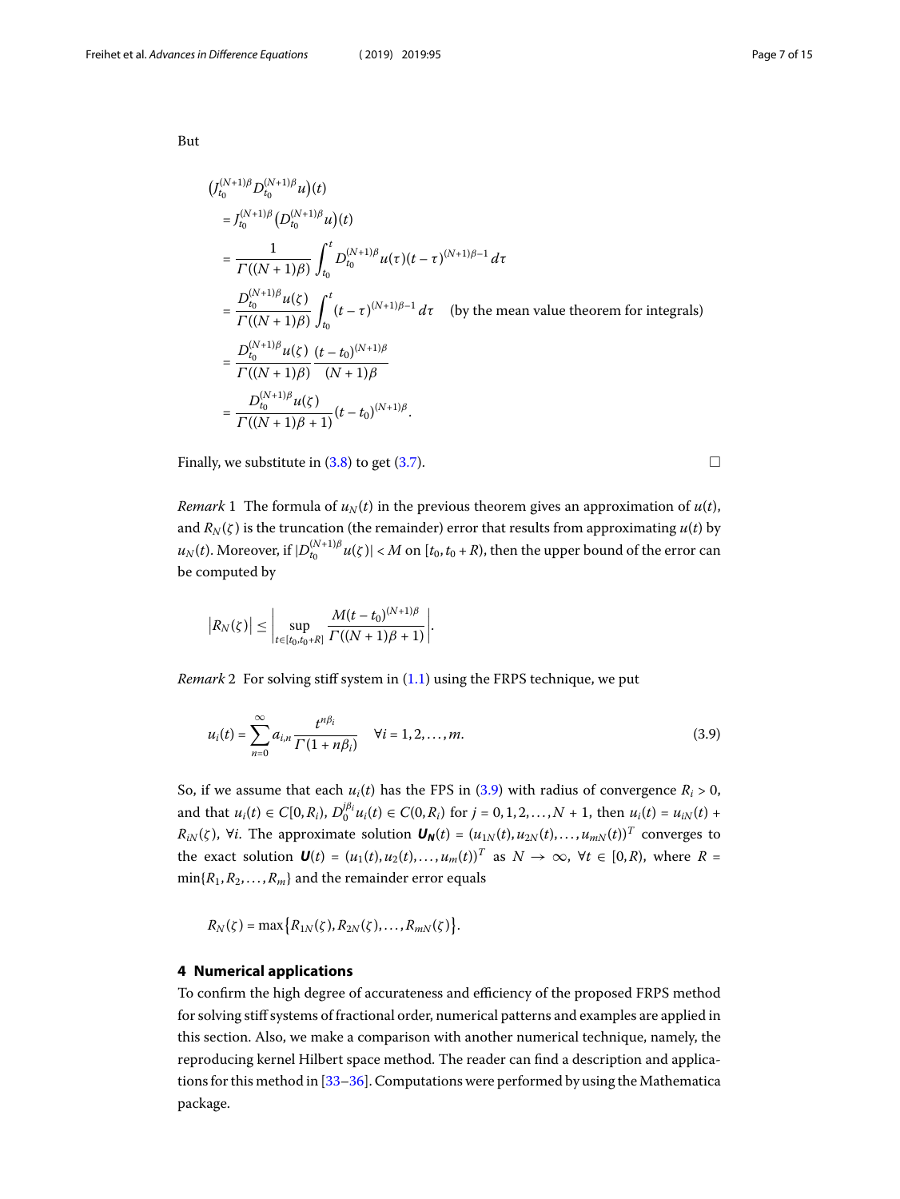But

$$
\begin{aligned}
&\left(J_{t_0}^{(N+1)\beta} D_{t_0}^{(N+1)\beta} u\right)(t) \\
&= J_{t_0}^{(N+1)\beta}\left(D_{t_0}^{(N+1)\beta} u\right)(t) \\
&= \frac{1}{\Gamma((N+1)\beta)} \int_{t_0}^{t} D_{t_0}^{(N+1)\beta} u(\tau)(t-\tau)^{(N+1)\beta-1}\, d\tau \\
&= \frac{D_{t_0}^{(N+1)\beta} u(\zeta)}{\Gamma((N+1)\beta)} \int_{t_0}^{t} (t-\tau)^{(N+1)\beta-1}\, d\tau \quad \text{(by the mean value theorem for integrals)} \\
&= \frac{D_{t_0}^{(N+1)\beta} u(\zeta)}{\Gamma((N+1)\beta)} \frac{(t-t_0)^{(N+1)\beta}}{(N+1)\beta} \\
&= \frac{D_{t_0}^{(N+1)\beta} u(\zeta)}{\Gamma((N+1)\beta+1)} (t-t_0)^{(N+1)\beta}.
\end{aligned}
$$

Finally, we substitute in (3.8) to get (3.7). □

*Remark* 1 The formula of $u_N(t)$ in the previous theorem gives an approximation of $u(t)$, and $R_N(\zeta)$ is the truncation (the remainder) error that results from approximating $u(t)$ by $u_N(t)$. Moreover, if $|D_{t_0}^{(N+1)\beta} u(\zeta)| < M$ on $[t_0, t_0 + R)$, then the upper bound of the error can be computed by

$$
\left|R_N(\zeta)\right| \le \left| \sup_{t \in [t_0, t_0+R]} \frac{M(t-t_0)^{(N+1)\beta}}{\Gamma((N+1)\beta+1)} \right|.
$$

*Remark* 2 For solving stiff system in (1.1) using the FRPS technique, we put

$$
u_i(t) = \sum_{n=0}^{\infty} a_{i,n} \frac{t^{n\beta_i}}{\Gamma(1+n\beta_i)} \quad \forall i = 1, 2, \dots, m. \tag{3.9}
$$

So, if we assume that each $u_i(t)$ has the FPS in (3.9) with radius of convergence $R_i > 0$, and that $u_i(t) \in C[0, R_i)$, $D_0^{j\beta_i} u_i(t) \in C(0, R_i)$ for $j = 0, 1, 2, \dots, N+1$, then $u_i(t) = u_{iN}(t) + R_{iN}(\zeta)$, $\forall i$. The approximate solution $\boldsymbol{U_N}(t) = (u_{1N}(t), u_{2N}(t), \dots, u_{mN}(t))^T$ converges to the exact solution $\boldsymbol{U}(t) = (u_1(t), u_2(t), \dots, u_m(t))^T$ as $N \to \infty$, $\forall t \in [0, R)$, where $R = \min\{R_1, R_2, \dots, R_m\}$ and the remainder error equals

$$
R_N(\zeta) = \max\left\{R_{1N}(\zeta), R_{2N}(\zeta), \dots, R_{mN}(\zeta)\right\}.
$$

## 4 Numerical applications

To confirm the high degree of accurateness and efficiency of the proposed FRPS method for solving stiff systems of fractional order, numerical patterns and examples are applied in this section. Also, we make a comparison with another numerical technique, namely, the reproducing kernel Hilbert space method. The reader can find a description and applications for this method in [33–36]. Computations were performed by using the Mathematica package.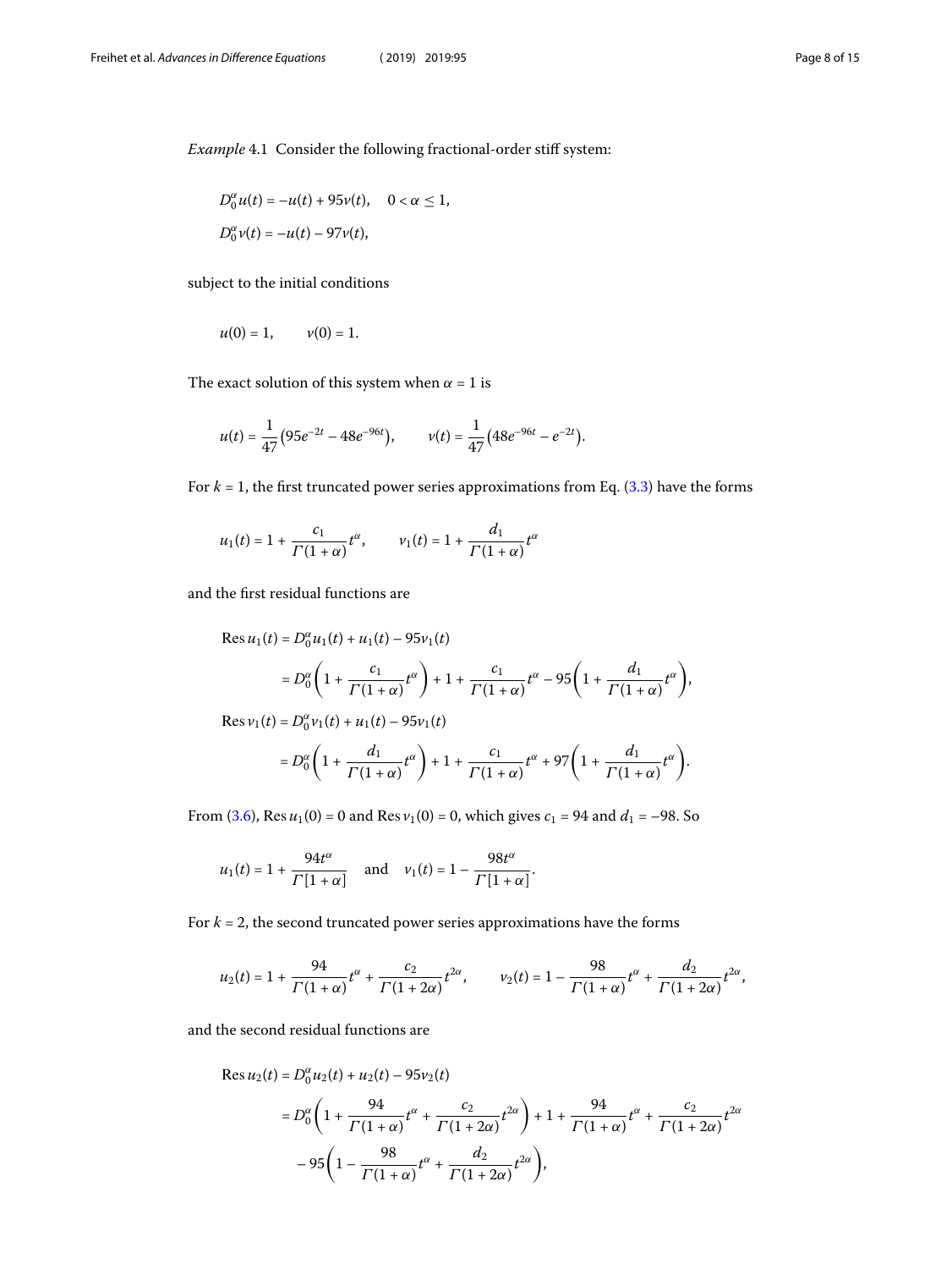*Example* 4.1 Consider the following fractional-order stiff system:

$$D_0^\alpha u(t) = -u(t) + 95v(t), \quad 0 < \alpha \leq 1,$$
$$D_0^\alpha v(t) = -u(t) - 97v(t),$$

subject to the initial conditions

$$u(0) = 1, \qquad v(0) = 1.$$

The exact solution of this system when $\alpha = 1$ is

$$u(t) = \frac{1}{47}\left(95e^{-2t} - 48e^{-96t}\right), \qquad v(t) = \frac{1}{47}\left(48e^{-96t} - e^{-2t}\right).$$

For $k = 1$, the first truncated power series approximations from Eq. (3.3) have the forms

$$u_1(t) = 1 + \frac{c_1}{\Gamma(1+\alpha)}t^\alpha, \qquad v_1(t) = 1 + \frac{d_1}{\Gamma(1+\alpha)}t^\alpha$$

and the first residual functions are

$$\begin{aligned}
\operatorname{Res} u_1(t) &= D_0^\alpha u_1(t) + u_1(t) - 95v_1(t) \\
&= D_0^\alpha\left(1 + \frac{c_1}{\Gamma(1+\alpha)}t^\alpha\right) + 1 + \frac{c_1}{\Gamma(1+\alpha)}t^\alpha - 95\left(1 + \frac{d_1}{\Gamma(1+\alpha)}t^\alpha\right), \\
\operatorname{Res} v_1(t) &= D_0^\alpha v_1(t) + u_1(t) - 95v_1(t) \\
&= D_0^\alpha\left(1 + \frac{d_1}{\Gamma(1+\alpha)}t^\alpha\right) + 1 + \frac{c_1}{\Gamma(1+\alpha)}t^\alpha + 97\left(1 + \frac{d_1}{\Gamma(1+\alpha)}t^\alpha\right).
\end{aligned}$$

From (3.6), $\operatorname{Res} u_1(0) = 0$ and $\operatorname{Res} v_1(0) = 0$, which gives $c_1 = 94$ and $d_1 = -98$. So

$$u_1(t) = 1 + \frac{94t^\alpha}{\Gamma[1+\alpha]} \quad \text{and} \quad v_1(t) = 1 - \frac{98t^\alpha}{\Gamma[1+\alpha]}.$$

For $k = 2$, the second truncated power series approximations have the forms

$$u_2(t) = 1 + \frac{94}{\Gamma(1+\alpha)}t^\alpha + \frac{c_2}{\Gamma(1+2\alpha)}t^{2\alpha}, \qquad v_2(t) = 1 - \frac{98}{\Gamma(1+\alpha)}t^\alpha + \frac{d_2}{\Gamma(1+2\alpha)}t^{2\alpha},$$

and the second residual functions are

$$\begin{aligned}
\operatorname{Res} u_2(t) &= D_0^\alpha u_2(t) + u_2(t) - 95v_2(t) \\
&= D_0^\alpha\left(1 + \frac{94}{\Gamma(1+\alpha)}t^\alpha + \frac{c_2}{\Gamma(1+2\alpha)}t^{2\alpha}\right) + 1 + \frac{94}{\Gamma(1+\alpha)}t^\alpha + \frac{c_2}{\Gamma(1+2\alpha)}t^{2\alpha} \\
&\quad - 95\left(1 - \frac{98}{\Gamma(1+\alpha)}t^\alpha + \frac{d_2}{\Gamma(1+2\alpha)}t^{2\alpha}\right),
\end{aligned}$$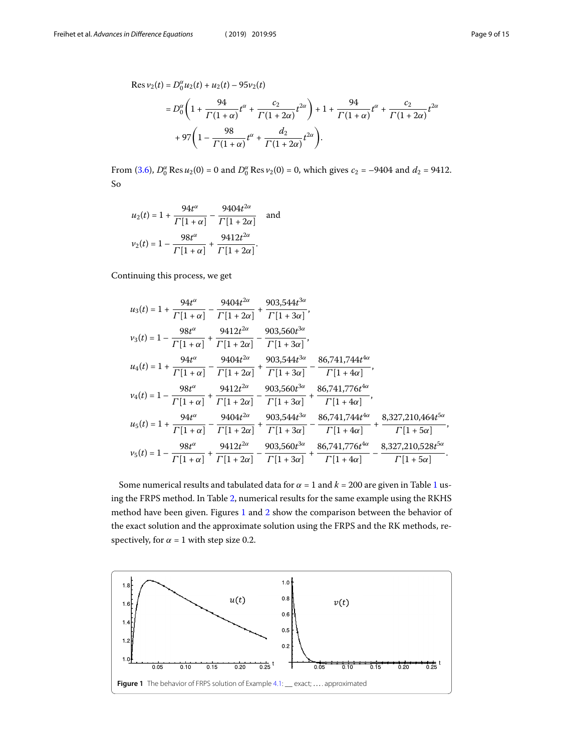$$
\begin{aligned}
\operatorname{Res} v_2(t) &= D_0^\alpha u_2(t) + u_2(t) - 95 v_2(t) \\
&= D_0^\alpha \left(1 + \frac{94}{\Gamma(1+\alpha)} t^\alpha + \frac{c_2}{\Gamma(1+2\alpha)} t^{2\alpha}\right) + 1 + \frac{94}{\Gamma(1+\alpha)} t^\alpha + \frac{c_2}{\Gamma(1+2\alpha)} t^{2\alpha} \\
&\quad + 97\left(1 - \frac{98}{\Gamma(1+\alpha)} t^\alpha + \frac{d_2}{\Gamma(1+2\alpha)} t^{2\alpha}\right).
\end{aligned}
$$

From (3.6), $D_0^\alpha \operatorname{Res} u_2(0) = 0$ and $D_0^\alpha \operatorname{Res} v_2(0) = 0$, which gives $c_2 = -9404$ and $d_2 = 9412$. So

$$
\begin{aligned}
u_2(t) &= 1 + \frac{94 t^\alpha}{\Gamma[1+\alpha]} - \frac{9404 t^{2\alpha}}{\Gamma[1+2\alpha]} \quad \text{and} \\
v_2(t) &= 1 - \frac{98 t^\alpha}{\Gamma[1+\alpha]} + \frac{9412 t^{2\alpha}}{\Gamma[1+2\alpha]}.
\end{aligned}
$$

Continuing this process, we get

$$
\begin{aligned}
u_3(t) &= 1 + \frac{94 t^\alpha}{\Gamma[1+\alpha]} - \frac{9404 t^{2\alpha}}{\Gamma[1+2\alpha]} + \frac{903{,}544 t^{3\alpha}}{\Gamma[1+3\alpha]}, \\
v_3(t) &= 1 - \frac{98 t^\alpha}{\Gamma[1+\alpha]} + \frac{9412 t^{2\alpha}}{\Gamma[1+2\alpha]} - \frac{903{,}560 t^{3\alpha}}{\Gamma[1+3\alpha]}, \\
u_4(t) &= 1 + \frac{94 t^\alpha}{\Gamma[1+\alpha]} - \frac{9404 t^{2\alpha}}{\Gamma[1+2\alpha]} + \frac{903{,}544 t^{3\alpha}}{\Gamma[1+3\alpha]} - \frac{86{,}741{,}744 t^{4\alpha}}{\Gamma[1+4\alpha]}, \\
v_4(t) &= 1 - \frac{98 t^\alpha}{\Gamma[1+\alpha]} + \frac{9412 t^{2\alpha}}{\Gamma[1+2\alpha]} - \frac{903{,}560 t^{3\alpha}}{\Gamma[1+3\alpha]} + \frac{86{,}741{,}776 t^{4\alpha}}{\Gamma[1+4\alpha]}, \\
u_5(t) &= 1 + \frac{94 t^\alpha}{\Gamma[1+\alpha]} - \frac{9404 t^{2\alpha}}{\Gamma[1+2\alpha]} + \frac{903{,}544 t^{3\alpha}}{\Gamma[1+3\alpha]} - \frac{86{,}741{,}744 t^{4\alpha}}{\Gamma[1+4\alpha]} + \frac{8{,}327{,}210{,}464 t^{5\alpha}}{\Gamma[1+5\alpha]}, \\
v_5(t) &= 1 - \frac{98 t^\alpha}{\Gamma[1+\alpha]} + \frac{9412 t^{2\alpha}}{\Gamma[1+2\alpha]} - \frac{903{,}560 t^{3\alpha}}{\Gamma[1+3\alpha]} + \frac{86{,}741{,}776 t^{4\alpha}}{\Gamma[1+4\alpha]} - \frac{8{,}327{,}210{,}528 t^{5\alpha}}{\Gamma[1+5\alpha]}.
\end{aligned}
$$

Some numerical results and tabulated data for $\alpha = 1$ and $k = 200$ are given in Table 1 using the FRPS method. In Table 2, numerical results for the same example using the RKHS method have been given. Figures 1 and 2 show the comparison between the behavior of the exact solution and the approximate solution using the FRPS and the RK methods, respectively, for $\alpha = 1$ with step size 0.2.

**Figure 1** The behavior of FRPS solution of Example 4.1: __ exact; .... approximated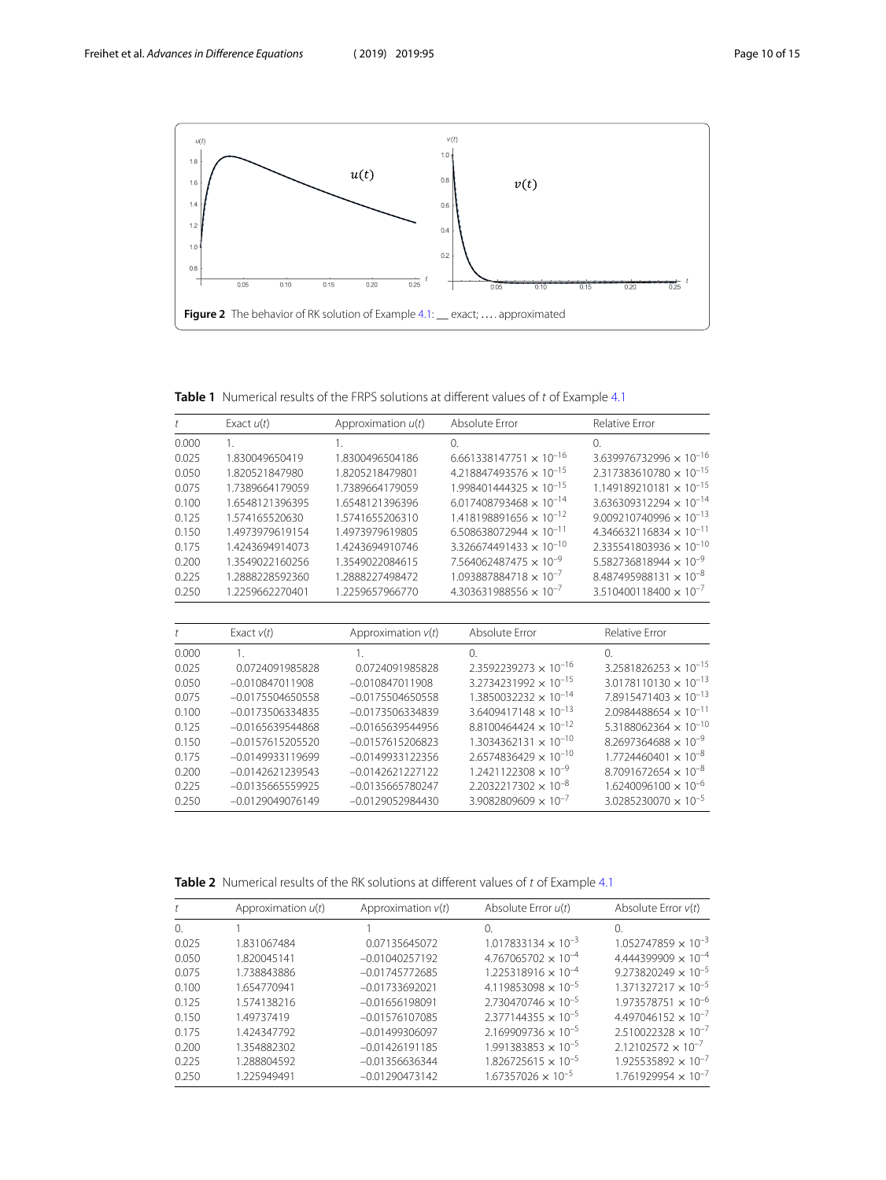**Figure 2** The behavior of RK solution of Example 4.1: __ exact; .... approximated

**Table 1** Numerical results of the FRPS solutions at different values of $t$ of Example 4.1

| $t$ | Exact $u(t)$ | Approximation $u(t)$ | Absolute Error | Relative Error |
|---|---|---|---|---|
| 0.000 | 1. | 1. | 0. | 0. |
| 0.025 | 1.830049650419 | 1.8300496504186 | $6.661338147751 \times 10^{-16}$ | $3.639976732996 \times 10^{-16}$ |
| 0.050 | 1.820521847980 | 1.8205218479801 | $4.218847493576 \times 10^{-15}$ | $2.317383610780 \times 10^{-15}$ |
| 0.075 | 1.7389664179059 | 1.7389664179059 | $1.998401444325 \times 10^{-15}$ | $1.149189210181 \times 10^{-15}$ |
| 0.100 | 1.6548121396395 | 1.6548121396396 | $6.017408793468 \times 10^{-14}$ | $3.636309312294 \times 10^{-14}$ |
| 0.125 | 1.574165520630 | 1.5741655206310 | $1.418198891656 \times 10^{-12}$ | $9.009210740996 \times 10^{-13}$ |
| 0.150 | 1.4973979619154 | 1.4973979619805 | $6.508638072944 \times 10^{-11}$ | $4.346632116834 \times 10^{-11}$ |
| 0.175 | 1.4243694914073 | 1.4243694910746 | $3.326674491433 \times 10^{-10}$ | $2.335541803936 \times 10^{-10}$ |
| 0.200 | 1.3549022160256 | 1.3549022084615 | $7.564062487475 \times 10^{-9}$ | $5.582736818944 \times 10^{-9}$ |
| 0.225 | 1.2888228592360 | 1.2888227498472 | $1.093887884718 \times 10^{-7}$ | $8.487495988131 \times 10^{-8}$ |
| 0.250 | 1.2259662270401 | 1.2259657966770 | $4.303631988556 \times 10^{-7}$ | $3.510400118400 \times 10^{-7}$ |

| $t$ | Exact $v(t)$ | Approximation $v(t)$ | Absolute Error | Relative Error |
|---|---|---|---|---|
| 0.000 | 1. | 1. | 0. | 0. |
| 0.025 | 0.0724091985828 | 0.0724091985828 | $2.3592239273 \times 10^{-16}$ | $3.2581826253 \times 10^{-15}$ |
| 0.050 | −0.010847011908 | −0.010847011908 | $3.2734231992 \times 10^{-15}$ | $3.0178110130 \times 10^{-13}$ |
| 0.075 | −0.0175504650558 | −0.0175504650558 | $1.3850032232 \times 10^{-14}$ | $7.8915471403 \times 10^{-13}$ |
| 0.100 | −0.0173506334835 | −0.0173506334839 | $3.6409417148 \times 10^{-13}$ | $2.0984488654 \times 10^{-11}$ |
| 0.125 | −0.0165639544868 | −0.0165639544956 | $8.8100464424 \times 10^{-12}$ | $5.3188062364 \times 10^{-10}$ |
| 0.150 | −0.0157615205520 | −0.0157615206823 | $1.3034362131 \times 10^{-10}$ | $8.2697364688 \times 10^{-9}$ |
| 0.175 | −0.0149933119699 | −0.0149933122356 | $2.6574836429 \times 10^{-10}$ | $1.7724460401 \times 10^{-8}$ |
| 0.200 | −0.0142621239543 | −0.0142621227122 | $1.2421122308 \times 10^{-9}$ | $8.7091672654 \times 10^{-8}$ |
| 0.225 | −0.0135665559925 | −0.0135665780247 | $2.2032217302 \times 10^{-8}$ | $1.6240096100 \times 10^{-6}$ |
| 0.250 | −0.0129049076149 | −0.0129052984430 | $3.9082809609 \times 10^{-7}$ | $3.0285230070 \times 10^{-5}$ |

**Table 2** Numerical results of the RK solutions at different values of $t$ of Example 4.1

| $t$ | Approximation $u(t)$ | Approximation $v(t)$ | Absolute Error $u(t)$ | Absolute Error $v(t)$ |
|---|---|---|---|---|
| 0. | 1 | 1 | 0. | 0. |
| 0.025 | 1.831067484 | 0.07135645072 | $1.017833134 \times 10^{-3}$ | $1.052747859 \times 10^{-3}$ |
| 0.050 | 1.820045141 | −0.01040257192 | $4.767065702 \times 10^{-4}$ | $4.444399909 \times 10^{-4}$ |
| 0.075 | 1.738843886 | −0.01745772685 | $1.225318916 \times 10^{-4}$ | $9.273820249 \times 10^{-5}$ |
| 0.100 | 1.654770941 | −0.01733692021 | $4.119853098 \times 10^{-5}$ | $1.371327217 \times 10^{-5}$ |
| 0.125 | 1.574138216 | −0.01656198091 | $2.730470746 \times 10^{-5}$ | $1.973578751 \times 10^{-6}$ |
| 0.150 | 1.49737419 | −0.01576107085 | $2.377144355 \times 10^{-5}$ | $4.497046152 \times 10^{-7}$ |
| 0.175 | 1.424347792 | −0.01499306097 | $2.169909736 \times 10^{-5}$ | $2.510022328 \times 10^{-7}$ |
| 0.200 | 1.354882302 | −0.01426191185 | $1.991383853 \times 10^{-5}$ | $2.12102572 \times 10^{-7}$ |
| 0.225 | 1.288804592 | −0.01356636344 | $1.826725615 \times 10^{-5}$ | $1.925535892 \times 10^{-7}$ |
| 0.250 | 1.225949491 | −0.01290473142 | $1.67357026 \times 10^{-5}$ | $1.761929954 \times 10^{-7}$ |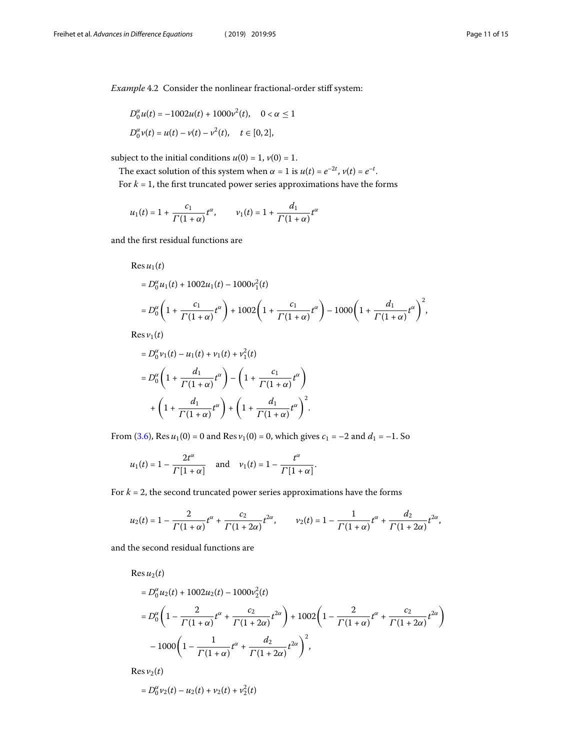*Example* 4.2 Consider the nonlinear fractional-order stiff system:

$$D_0^\alpha u(t) = -1002u(t) + 1000v^2(t), \quad 0 < \alpha \le 1$$

$$D_0^\alpha v(t) = u(t) - v(t) - v^2(t), \quad t \in [0,2],$$

subject to the initial conditions $u(0) = 1$, $v(0) = 1$.

The exact solution of this system when $\alpha = 1$ is $u(t) = e^{-2t}$, $v(t) = e^{-t}$.

For $k = 1$, the first truncated power series approximations have the forms

$$u_1(t) = 1 + \frac{c_1}{\Gamma(1+\alpha)}t^\alpha, \qquad v_1(t) = 1 + \frac{d_1}{\Gamma(1+\alpha)}t^\alpha$$

and the first residual functions are

$$\begin{aligned}
&\operatorname{Res} u_1(t) \\
&= D_0^\alpha u_1(t) + 1002u_1(t) - 1000v_1^2(t) \\
&= D_0^\alpha\left(1 + \frac{c_1}{\Gamma(1+\alpha)}t^\alpha\right) + 1002\left(1 + \frac{c_1}{\Gamma(1+\alpha)}t^\alpha\right) - 1000\left(1 + \frac{d_1}{\Gamma(1+\alpha)}t^\alpha\right)^2,
\end{aligned}$$

$$\begin{aligned}
&\operatorname{Res} v_1(t) \\
&= D_0^\alpha v_1(t) - u_1(t) + v_1(t) + v_1^2(t) \\
&= D_0^\alpha\left(1 + \frac{d_1}{\Gamma(1+\alpha)}t^\alpha\right) - \left(1 + \frac{c_1}{\Gamma(1+\alpha)}t^\alpha\right) \\
&\quad + \left(1 + \frac{d_1}{\Gamma(1+\alpha)}t^\alpha\right) + \left(1 + \frac{d_1}{\Gamma(1+\alpha)}t^\alpha\right)^2.
\end{aligned}$$

From (3.6), $\operatorname{Res} u_1(0) = 0$ and $\operatorname{Res} v_1(0) = 0$, which gives $c_1 = -2$ and $d_1 = -1$. So

$$u_1(t) = 1 - \frac{2t^\alpha}{\Gamma[1+\alpha]} \quad \text{and} \quad v_1(t) = 1 - \frac{t^\alpha}{\Gamma[1+\alpha]}.$$

For $k = 2$, the second truncated power series approximations have the forms

$$u_2(t) = 1 - \frac{2}{\Gamma(1+\alpha)}t^\alpha + \frac{c_2}{\Gamma(1+2\alpha)}t^{2\alpha}, \qquad v_2(t) = 1 - \frac{1}{\Gamma(1+\alpha)}t^\alpha + \frac{d_2}{\Gamma(1+2\alpha)}t^{2\alpha},$$

and the second residual functions are

$$\begin{aligned}
&\operatorname{Res} u_2(t) \\
&= D_0^\alpha u_2(t) + 1002u_2(t) - 1000v_2^2(t) \\
&= D_0^\alpha\left(1 - \frac{2}{\Gamma(1+\alpha)}t^\alpha + \frac{c_2}{\Gamma(1+2\alpha)}t^{2\alpha}\right) + 1002\left(1 - \frac{2}{\Gamma(1+\alpha)}t^\alpha + \frac{c_2}{\Gamma(1+2\alpha)}t^{2\alpha}\right) \\
&\quad - 1000\left(1 - \frac{1}{\Gamma(1+\alpha)}t^\alpha + \frac{d_2}{\Gamma(1+2\alpha)}t^{2\alpha}\right)^2,
\end{aligned}$$

$$\begin{aligned}
&\operatorname{Res} v_2(t) \\
&= D_0^\alpha v_2(t) - u_2(t) + v_2(t) + v_2^2(t)
\end{aligned}$$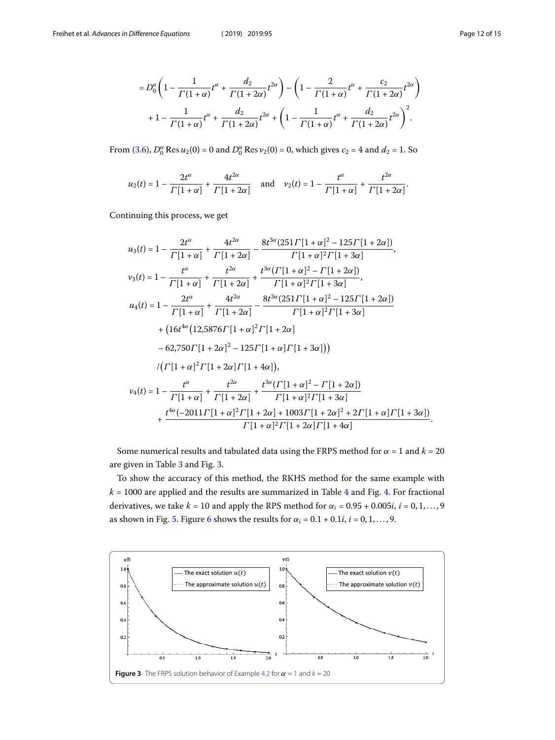$$= D_0^\alpha \left(1 - \frac{1}{\Gamma(1+\alpha)} t^\alpha + \frac{d_2}{\Gamma(1+2\alpha)} t^{2\alpha}\right) - \left(1 - \frac{2}{\Gamma(1+\alpha)} t^\alpha + \frac{c_2}{\Gamma(1+2\alpha)} t^{2\alpha}\right)$$
$$+ 1 - \frac{1}{\Gamma(1+\alpha)} t^\alpha + \frac{d_2}{\Gamma(1+2\alpha)} t^{2\alpha} + \left(1 - \frac{1}{\Gamma(1+\alpha)} t^\alpha + \frac{d_2}{\Gamma(1+2\alpha)} t^{2\alpha}\right)^2.$$

From (3.6), $D_0^\alpha \operatorname{Res} u_2(0) = 0$ and $D_0^\alpha \operatorname{Res} v_2(0) = 0$, which gives $c_2 = 4$ and $d_2 = 1$. So

$$u_2(t) = 1 - \frac{2t^\alpha}{\Gamma[1+\alpha]} + \frac{4t^{2\alpha}}{\Gamma[1+2\alpha]} \quad \text{and} \quad v_2(t) = 1 - \frac{t^\alpha}{\Gamma[1+\alpha]} + \frac{t^{2\alpha}}{\Gamma[1+2\alpha]}.$$

Continuing this process, we get

$$u_3(t) = 1 - \frac{2t^\alpha}{\Gamma[1+\alpha]} + \frac{4t^{2\alpha}}{\Gamma[1+2\alpha]} - \frac{8t^{3\alpha}(251\Gamma[1+\alpha]^2 - 125\Gamma[1+2\alpha])}{\Gamma[1+\alpha]^2\Gamma[1+3\alpha]},$$

$$v_3(t) = 1 - \frac{t^\alpha}{\Gamma[1+\alpha]} + \frac{t^{2\alpha}}{\Gamma[1+2\alpha]} + \frac{t^{3\alpha}(\Gamma[1+\alpha]^2 - \Gamma[1+2\alpha])}{\Gamma[1+\alpha]^2\Gamma[1+3\alpha]},$$

$$\begin{aligned} u_4(t) = {} & 1 - \frac{2t^\alpha}{\Gamma[1+\alpha]} + \frac{4t^{2\alpha}}{\Gamma[1+2\alpha]} - \frac{8t^{3\alpha}(251\Gamma[1+\alpha]^2 - 125\Gamma[1+2\alpha])}{\Gamma[1+\alpha]^2\Gamma[1+3\alpha]} \\ & + \big(16t^{4\alpha}\big(12{,}5876\Gamma[1+\alpha]^2\Gamma[1+2\alpha] \\ & - 62{,}750\Gamma[1+2\alpha]^2 - 125\Gamma[1+\alpha]\Gamma[1+3\alpha]\big)\big) \\ & /\big(\Gamma[1+\alpha]^2\Gamma[1+2\alpha]\Gamma[1+4\alpha]\big), \end{aligned}$$

$$\begin{aligned} v_4(t) = {} & 1 - \frac{t^\alpha}{\Gamma[1+\alpha]} + \frac{t^{2\alpha}}{\Gamma[1+2\alpha]} + \frac{t^{3\alpha}(\Gamma[1+\alpha]^2 - \Gamma[1+2\alpha])}{\Gamma[1+\alpha]^2\Gamma[1+3\alpha]} \\ & + \frac{t^{4\alpha}(-2011\Gamma[1+\alpha]^2\Gamma[1+2\alpha] + 1003\Gamma[1+2\alpha]^2 + 2\Gamma[1+\alpha]\Gamma[1+3\alpha])}{\Gamma[1+\alpha]^2\Gamma[1+2\alpha]\Gamma[1+4\alpha]}. \end{aligned}$$

Some numerical results and tabulated data using the FRPS method for $\alpha = 1$ and $k = 20$ are given in Table 3 and Fig. 3.

To show the accuracy of this method, the RKHS method for the same example with $k = 1000$ are applied and the results are summarized in Table 4 and Fig. 4. For fractional derivatives, we take $k = 10$ and apply the RPS method for $\alpha_i = 0.95 + 0.005i$, $i = 0, 1, \ldots, 9$ as shown in Fig. 5. Figure 6 shows the results for $\alpha_i = 0.1 + 0.1i$, $i = 0, 1, \ldots, 9$.

**Figure 3** The FRPS solution behavior of Example 4.2 for $\alpha = 1$ and $k = 20$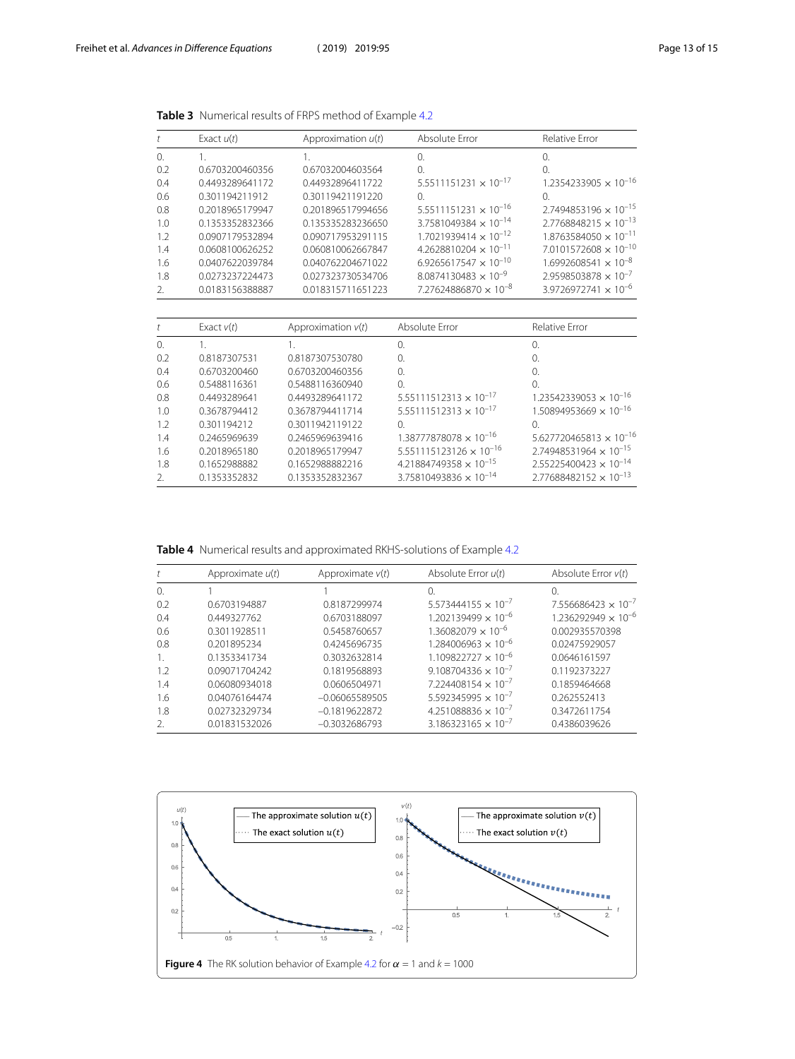**Table 3** Numerical results of FRPS method of Example 4.2

| $t$ | Exact $u(t)$ | Approximation $u(t)$ | Absolute Error | Relative Error |
|---|---|---|---|---|
| 0. | 1. | 1. | 0. | 0. |
| 0.2 | 0.6703200460356 | 0.67032004603564 | 0. | 0. |
| 0.4 | 0.4493289641172 | 0.44932896411722 | $5.5511151231 \times 10^{-17}$ | $1.2354233905 \times 10^{-16}$ |
| 0.6 | 0.301194211912 | 0.30119421191220 | 0. | 0. |
| 0.8 | 0.2018965179947 | 0.201896517994656 | $5.5511151231 \times 10^{-16}$ | $2.7494853196 \times 10^{-15}$ |
| 1.0 | 0.1353352832366 | 0.135335283236650 | $3.7581049384 \times 10^{-14}$ | $2.7768848215 \times 10^{-13}$ |
| 1.2 | 0.0907179532894 | 0.090717953291115 | $1.7021939414 \times 10^{-12}$ | $1.8763584050 \times 10^{-11}$ |
| 1.4 | 0.0608100626252 | 0.060810062667847 | $4.2628810204 \times 10^{-11}$ | $7.0101572608 \times 10^{-10}$ |
| 1.6 | 0.0407622039784 | 0.040762204671022 | $6.9265617547 \times 10^{-10}$ | $1.6992608541 \times 10^{-8}$ |
| 1.8 | 0.0273237224473 | 0.027323730534706 | $8.0874130483 \times 10^{-9}$ | $2.9598503878 \times 10^{-7}$ |
| 2. | 0.0183156388887 | 0.018315711651223 | $7.27624886870 \times 10^{-8}$ | $3.9726972741 \times 10^{-6}$ |

| $t$ | Exact $v(t)$ | Approximation $v(t)$ | Absolute Error | Relative Error |
|---|---|---|---|---|
| 0. | 1. | 1. | 0. | 0. |
| 0.2 | 0.8187307531 | 0.8187307530780 | 0. | 0. |
| 0.4 | 0.6703200460 | 0.6703200460356 | 0. | 0. |
| 0.6 | 0.5488116361 | 0.5488116360940 | 0. | 0. |
| 0.8 | 0.4493289641 | 0.4493289641172 | $5.55111512313 \times 10^{-17}$ | $1.23542339053 \times 10^{-16}$ |
| 1.0 | 0.3678794412 | 0.3678794411714 | $5.55111512313 \times 10^{-17}$ | $1.50894953669 \times 10^{-16}$ |
| 1.2 | 0.301194212 | 0.3011942119122 | 0. | 0. |
| 1.4 | 0.2465969639 | 0.2465969639416 | $1.38777878078 \times 10^{-16}$ | $5.627720465813 \times 10^{-16}$ |
| 1.6 | 0.2018965180 | 0.2018965179947 | $5.551115123126 \times 10^{-16}$ | $2.74948531964 \times 10^{-15}$ |
| 1.8 | 0.1652988882 | 0.1652988882216 | $4.21884749358 \times 10^{-15}$ | $2.55225400423 \times 10^{-14}$ |
| 2. | 0.1353352832 | 0.1353352832367 | $3.75810493836 \times 10^{-14}$ | $2.77688482152 \times 10^{-13}$ |

**Table 4** Numerical results and approximated RKHS-solutions of Example 4.2

| $t$ | Approximate $u(t)$ | Approximate $v(t)$ | Absolute Error $u(t)$ | Absolute Error $v(t)$ |
|---|---|---|---|---|
| 0. | 1 | 1 | 0. | 0. |
| 0.2 | 0.6703194887 | 0.8187299974 | $5.573444155 \times 10^{-7}$ | $7.556686423 \times 10^{-7}$ |
| 0.4 | 0.449327762 | 0.6703188097 | $1.202139499 \times 10^{-6}$ | $1.236292949 \times 10^{-6}$ |
| 0.6 | 0.3011928511 | 0.5458760657 | $1.36082079 \times 10^{-6}$ | 0.002935570398 |
| 0.8 | 0.201895234 | 0.4245696735 | $1.284006963 \times 10^{-6}$ | 0.02475929057 |
| 1. | 0.1353341734 | 0.3032632814 | $1.109822727 \times 10^{-6}$ | 0.0646161597 |
| 1.2 | 0.09071704242 | 0.1819568893 | $9.108704336 \times 10^{-7}$ | 0.1192373227 |
| 1.4 | 0.06080934018 | 0.0606504971 | $7.224408154 \times 10^{-7}$ | 0.1859464668 |
| 1.6 | 0.04076164474 | −0.06065589505 | $5.592345995 \times 10^{-7}$ | 0.262552413 |
| 1.8 | 0.02732329734 | −0.1819622872 | $4.251088836 \times 10^{-7}$ | 0.3472611754 |
| 2. | 0.01831532026 | −0.3032686793 | $3.186323165 \times 10^{-7}$ | 0.4386039626 |

**Figure 4** The RK solution behavior of Example 4.2 for $\alpha = 1$ and $k = 1000$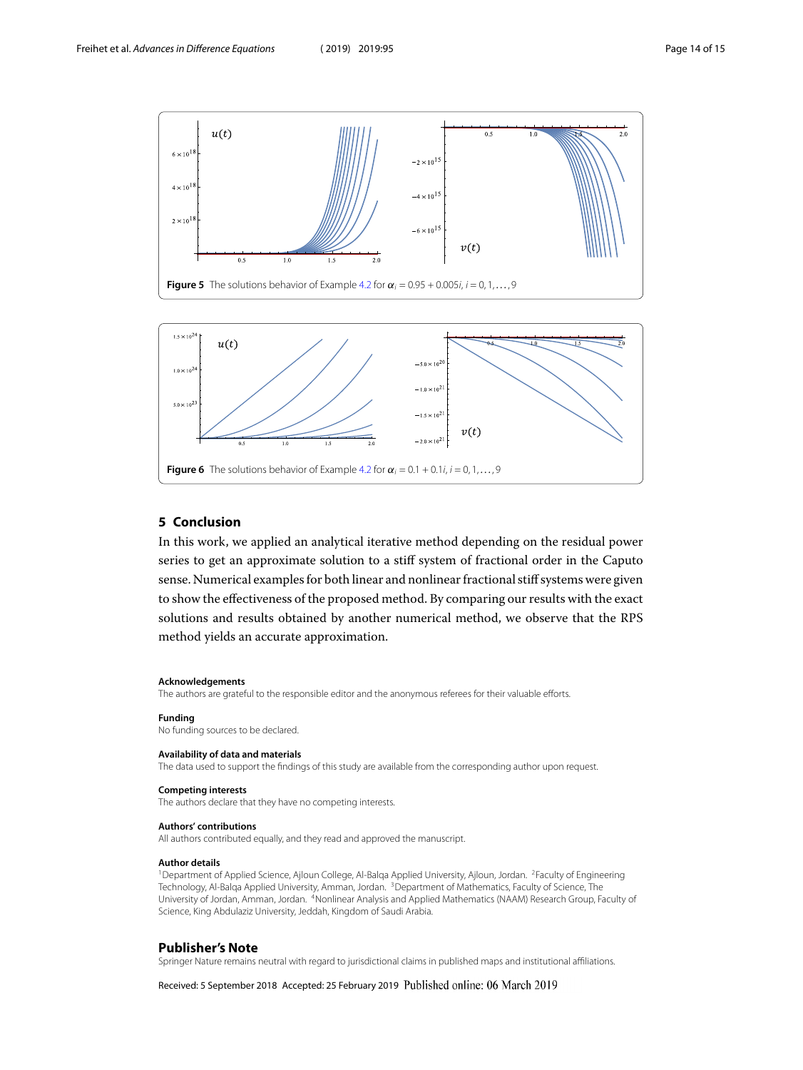**Figure 5** The solutions behavior of Example 4.2 for $\alpha_i = 0.95 + 0.005i$, $i = 0, 1, \ldots, 9$

**Figure 6** The solutions behavior of Example 4.2 for $\alpha_i = 0.1 + 0.1i$, $i = 0, 1, \ldots, 9$

## 5 Conclusion

In this work, we applied an analytical iterative method depending on the residual power series to get an approximate solution to a stiff system of fractional order in the Caputo sense. Numerical examples for both linear and nonlinear fractional stiff systems were given to show the effectiveness of the proposed method. By comparing our results with the exact solutions and results obtained by another numerical method, we observe that the RPS method yields an accurate approximation.

#### Acknowledgements

The authors are grateful to the responsible editor and the anonymous referees for their valuable efforts.

#### Funding

No funding sources to be declared.

#### Availability of data and materials

The data used to support the findings of this study are available from the corresponding author upon request.

#### Competing interests

The authors declare that they have no competing interests.

#### Authors' contributions

All authors contributed equally, and they read and approved the manuscript.

#### Author details

[1]Department of Applied Science, Ajloun College, Al-Balqa Applied University, Ajloun, Jordan. [2]Faculty of Engineering Technology, Al-Balqa Applied University, Amman, Jordan. [3]Department of Mathematics, Faculty of Science, The University of Jordan, Amman, Jordan. [4]Nonlinear Analysis and Applied Mathematics (NAAM) Research Group, Faculty of Science, King Abdulaziz University, Jeddah, Kingdom of Saudi Arabia.

### Publisher's Note

Springer Nature remains neutral with regard to jurisdictional claims in published maps and institutional affiliations.

Received: 5 September 2018 Accepted: 25 February 2019 Published online: 06 March 2019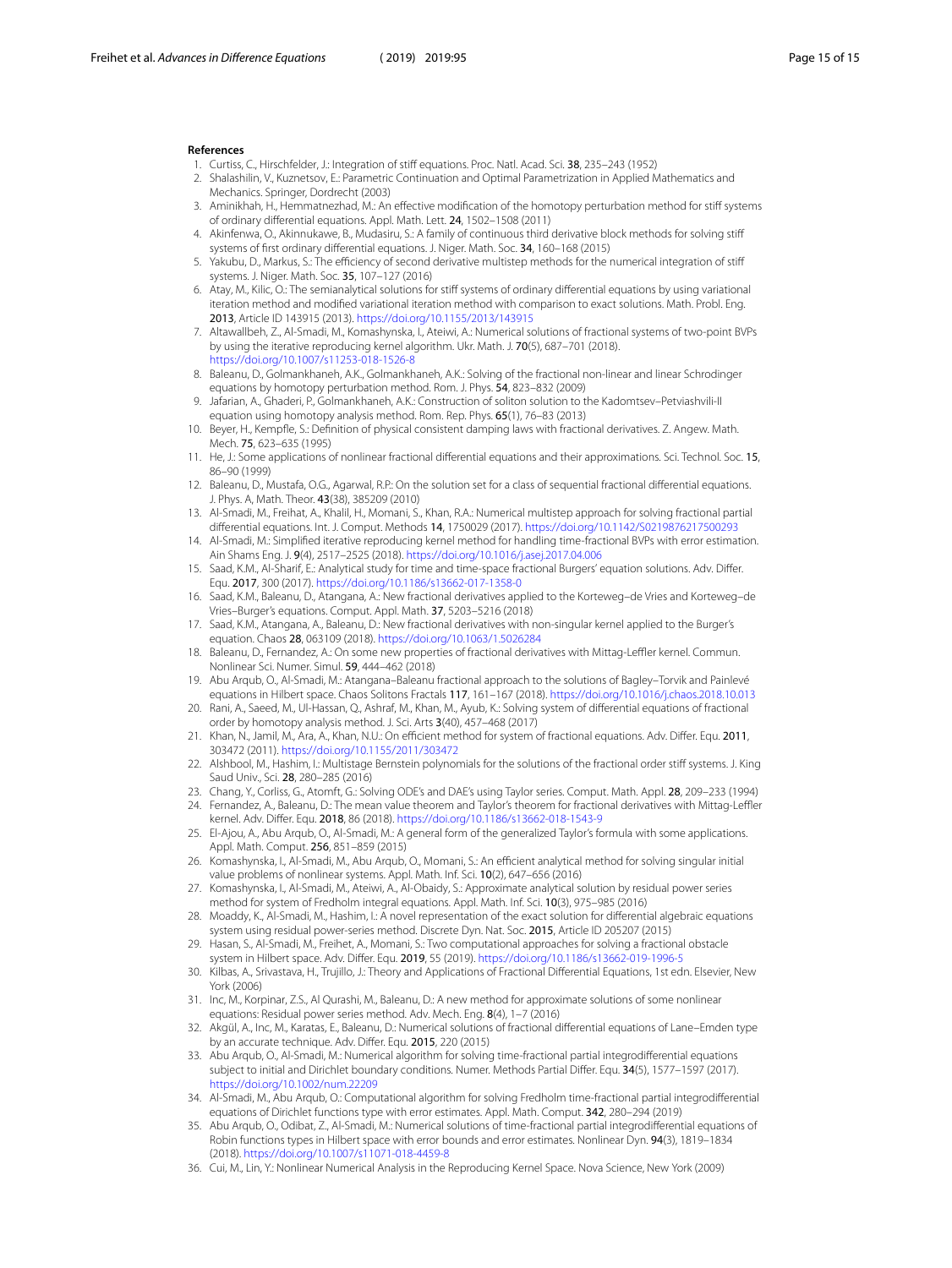## References

1. Curtiss, C., Hirschfelder, J.: Integration of stiff equations. Proc. Natl. Acad. Sci. **38**, 235–243 (1952)
2. Shalashilin, V., Kuznetsov, E.: Parametric Continuation and Optimal Parametrization in Applied Mathematics and Mechanics. Springer, Dordrecht (2003)
3. Aminikhah, H., Hemmatnezhad, M.: An effective modification of the homotopy perturbation method for stiff systems of ordinary differential equations. Appl. Math. Lett. **24**, 1502–1508 (2011)
4. Akinfenwa, O., Akinnukawe, B., Mudasiru, S.: A family of continuous third derivative block methods for solving stiff systems of first ordinary differential equations. J. Niger. Math. Soc. **34**, 160–168 (2015)
5. Yakubu, D., Markus, S.: The efficiency of second derivative multistep methods for the numerical integration of stiff systems. J. Niger. Math. Soc. **35**, 107–127 (2016)
6. Atay, M., Kilic, O.: The semianalytical solutions for stiff systems of ordinary differential equations by using variational iteration method and modified variational iteration method with comparison to exact solutions. Math. Probl. Eng. **2013**, Article ID 143915 (2013). https://doi.org/10.1155/2013/143915
7. Altawallbeh, Z., Al-Smadi, M., Komashynska, I., Ateiwi, A.: Numerical solutions of fractional systems of two-point BVPs by using the iterative reproducing kernel algorithm. Ukr. Math. J. **70**(5), 687–701 (2018). https://doi.org/10.1007/s11253-018-1526-8
8. Baleanu, D., Golmankhaneh, A.K., Golmankhaneh, A.K.: Solving of the fractional non-linear and linear Schrodinger equations by homotopy perturbation method. Rom. J. Phys. **54**, 823–832 (2009)
9. Jafarian, A., Ghaderi, P., Golmankhaneh, A.K.: Construction of soliton solution to the Kadomtsev–Petviashvili-II equation using homotopy analysis method. Rom. Rep. Phys. **65**(1), 76–83 (2013)
10. Beyer, H., Kempfle, S.: Definition of physical consistent damping laws with fractional derivatives. Z. Angew. Math. Mech. **75**, 623–635 (1995)
11. He, J.: Some applications of nonlinear fractional differential equations and their approximations. Sci. Technol. Soc. **15**, 86–90 (1999)
12. Baleanu, D., Mustafa, O.G., Agarwal, R.P.: On the solution set for a class of sequential fractional differential equations. J. Phys. A, Math. Theor. **43**(38), 385209 (2010)
13. Al-Smadi, M., Freihat, A., Khalil, H., Momani, S., Khan, R.A.: Numerical multistep approach for solving fractional partial differential equations. Int. J. Comput. Methods **14**, 1750029 (2017). https://doi.org/10.1142/S0219876217500293
14. Al-Smadi, M.: Simplified iterative reproducing kernel method for handling time-fractional BVPs with error estimation. Ain Shams Eng. J. **9**(4), 2517–2525 (2018). https://doi.org/10.1016/j.asej.2017.04.006
15. Saad, K.M., Al-Sharif, E.: Analytical study for time and time-space fractional Burgers' equation solutions. Adv. Differ. Equ. **2017**, 300 (2017). https://doi.org/10.1186/s13662-017-1358-0
16. Saad, K.M., Baleanu, D., Atangana, A.: New fractional derivatives applied to the Korteweg–de Vries and Korteweg–de Vries–Burger's equations. Comput. Appl. Math. **37**, 5203–5216 (2018)
17. Saad, K.M., Atangana, A., Baleanu, D.: New fractional derivatives with non-singular kernel applied to the Burger's equation. Chaos **28**, 063109 (2018). https://doi.org/10.1063/1.5026284
18. Baleanu, D., Fernandez, A.: On some new properties of fractional derivatives with Mittag-Leffler kernel. Commun. Nonlinear Sci. Numer. Simul. **59**, 444–462 (2018)
19. Abu Arqub, O., Al-Smadi, M.: Atangana–Baleanu fractional approach to the solutions of Bagley–Torvik and Painlevé equations in Hilbert space. Chaos Solitons Fractals **117**, 161–167 (2018). https://doi.org/10.1016/j.chaos.2018.10.013
20. Rani, A., Saeed, M., Ul-Hassan, Q., Ashraf, M., Khan, M., Ayub, K.: Solving system of differential equations of fractional order by homotopy analysis method. J. Sci. Arts **3**(40), 457–468 (2017)
21. Khan, N., Jamil, M., Ara, A., Khan, N.U.: On efficient method for system of fractional equations. Adv. Differ. Equ. **2011**, 303472 (2011). https://doi.org/10.1155/2011/303472
22. Alshbool, M., Hashim, I.: Multistage Bernstein polynomials for the solutions of the fractional order stiff systems. J. King Saud Univ., Sci. **28**, 280–285 (2016)
23. Chang, Y., Corliss, G., Atomft, G.: Solving ODE's and DAE's using Taylor series. Comput. Math. Appl. **28**, 209–233 (1994)
24. Fernandez, A., Baleanu, D.: The mean value theorem and Taylor's theorem for fractional derivatives with Mittag-Leffler kernel. Adv. Differ. Equ. **2018**, 86 (2018). https://doi.org/10.1186/s13662-018-1543-9
25. El-Ajou, A., Abu Arqub, O., Al-Smadi, M.: A general form of the generalized Taylor's formula with some applications. Appl. Math. Comput. **256**, 851–859 (2015)
26. Komashynska, I., Al-Smadi, M., Abu Arqub, O., Momani, S.: An efficient analytical method for solving singular initial value problems of nonlinear systems. Appl. Math. Inf. Sci. **10**(2), 647–656 (2016)
27. Komashynska, I., Al-Smadi, M., Ateiwi, A., Al-Obaidy, S.: Approximate analytical solution by residual power series method for system of Fredholm integral equations. Appl. Math. Inf. Sci. **10**(3), 975–985 (2016)
28. Moaddy, K., Al-Smadi, M., Hashim, I.: A novel representation of the exact solution for differential algebraic equations system using residual power-series method. Discrete Dyn. Nat. Soc. **2015**, Article ID 205207 (2015)
29. Hasan, S., Al-Smadi, M., Freihet, A., Momani, S.: Two computational approaches for solving a fractional obstacle system in Hilbert space. Adv. Differ. Equ. **2019**, 55 (2019). https://doi.org/10.1186/s13662-019-1996-5
30. Kilbas, A., Srivastava, H., Trujillo, J.: Theory and Applications of Fractional Differential Equations, 1st edn. Elsevier, New York (2006)
31. Inc, M., Korpinar, Z.S., Al Qurashi, M., Baleanu, D.: A new method for approximate solutions of some nonlinear equations: Residual power series method. Adv. Mech. Eng. **8**(4), 1–7 (2016)
32. Akgül, A., Inc, M., Karatas, E., Baleanu, D.: Numerical solutions of fractional differential equations of Lane–Emden type by an accurate technique. Adv. Differ. Equ. **2015**, 220 (2015)
33. Abu Arqub, O., Al-Smadi, M.: Numerical algorithm for solving time-fractional partial integrodifferential equations subject to initial and Dirichlet boundary conditions. Numer. Methods Partial Differ. Equ. **34**(5), 1577–1597 (2017). https://doi.org/10.1002/num.22209
34. Al-Smadi, M., Abu Arqub, O.: Computational algorithm for solving Fredholm time-fractional partial integrodifferential equations of Dirichlet functions type with error estimates. Appl. Math. Comput. **342**, 280–294 (2019)
35. Abu Arqub, O., Odibat, Z., Al-Smadi, M.: Numerical solutions of time-fractional partial integrodifferential equations of Robin functions types in Hilbert space with error bounds and error estimates. Nonlinear Dyn. **94**(3), 1819–1834 (2018). https://doi.org/10.1007/s11071-018-4459-8
36. Cui, M., Lin, Y.: Nonlinear Numerical Analysis in the Reproducing Kernel Space. Nova Science, New York (2009)